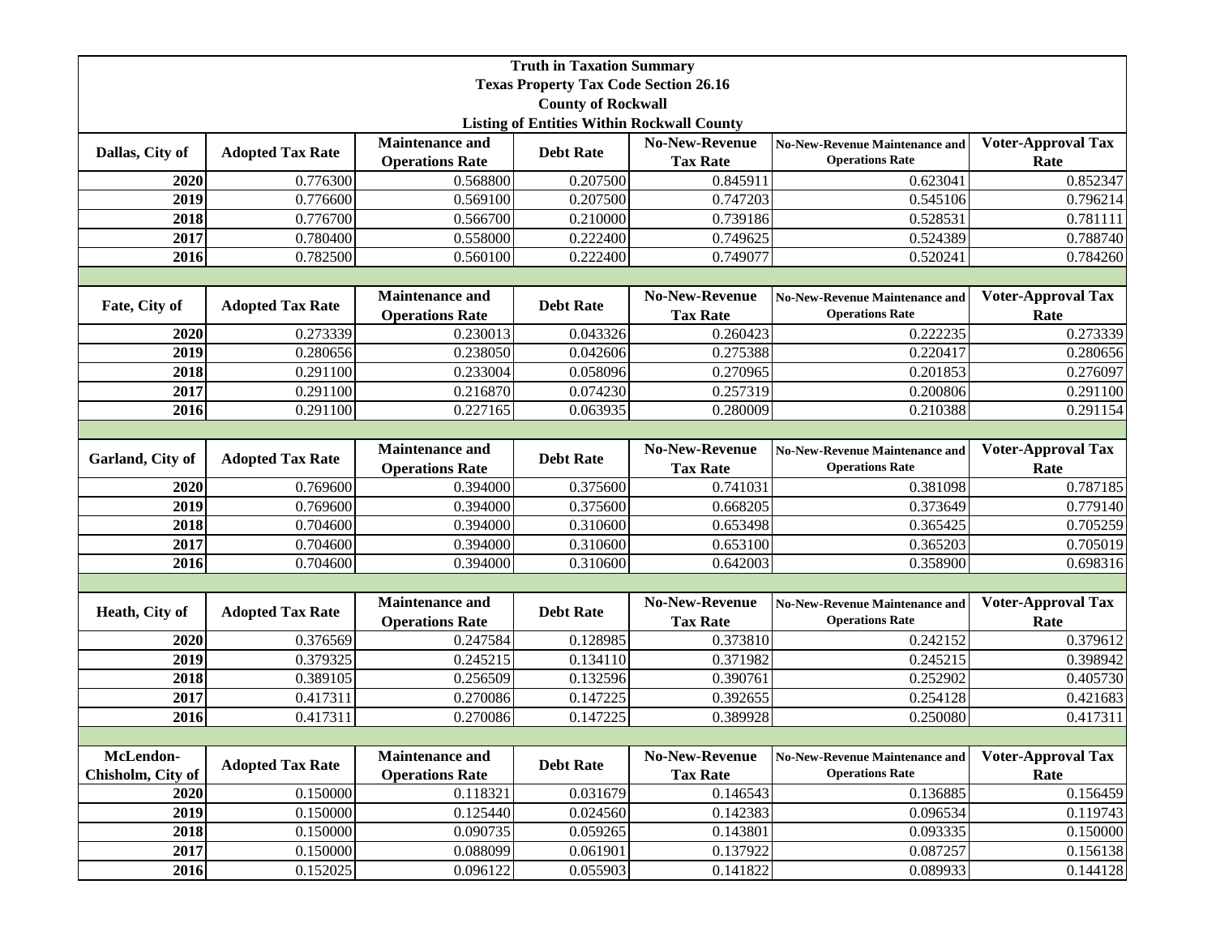**Truth in Taxation Summary**
**Texas Property Tax Code Section 26.16**
**County of Rockwall**
**Listing of Entities Within Rockwall County**

| Dallas, City of | Adopted Tax Rate | Maintenance and Operations Rate | Debt Rate | No-New-Revenue Tax Rate | No-New-Revenue Maintenance and Operations Rate | Voter-Approval Tax Rate |
|---|---|---|---|---|---|---|
| 2020 | 0.776300 | 0.568800 | 0.207500 | 0.845911 | 0.623041 | 0.852347 |
| 2019 | 0.776600 | 0.569100 | 0.207500 | 0.747203 | 0.545106 | 0.796214 |
| 2018 | 0.776700 | 0.566700 | 0.210000 | 0.739186 | 0.528531 | 0.781111 |
| 2017 | 0.780400 | 0.558000 | 0.222400 | 0.749625 | 0.524389 | 0.788740 |
| 2016 | 0.782500 | 0.560100 | 0.222400 | 0.749077 | 0.520241 | 0.784260 |

| Fate, City of | Adopted Tax Rate | Maintenance and Operations Rate | Debt Rate | No-New-Revenue Tax Rate | No-New-Revenue Maintenance and Operations Rate | Voter-Approval Tax Rate |
|---|---|---|---|---|---|---|
| 2020 | 0.273339 | 0.230013 | 0.043326 | 0.260423 | 0.222235 | 0.273339 |
| 2019 | 0.280656 | 0.238050 | 0.042606 | 0.275388 | 0.220417 | 0.280656 |
| 2018 | 0.291100 | 0.233004 | 0.058096 | 0.270965 | 0.201853 | 0.276097 |
| 2017 | 0.291100 | 0.216870 | 0.074230 | 0.257319 | 0.200806 | 0.291100 |
| 2016 | 0.291100 | 0.227165 | 0.063935 | 0.280009 | 0.210388 | 0.291154 |

| Garland, City of | Adopted Tax Rate | Maintenance and Operations Rate | Debt Rate | No-New-Revenue Tax Rate | No-New-Revenue Maintenance and Operations Rate | Voter-Approval Tax Rate |
|---|---|---|---|---|---|---|
| 2020 | 0.769600 | 0.394000 | 0.375600 | 0.741031 | 0.381098 | 0.787185 |
| 2019 | 0.769600 | 0.394000 | 0.375600 | 0.668205 | 0.373649 | 0.779140 |
| 2018 | 0.704600 | 0.394000 | 0.310600 | 0.653498 | 0.365425 | 0.705259 |
| 2017 | 0.704600 | 0.394000 | 0.310600 | 0.653100 | 0.365203 | 0.705019 |
| 2016 | 0.704600 | 0.394000 | 0.310600 | 0.642003 | 0.358900 | 0.698316 |

| Heath, City of | Adopted Tax Rate | Maintenance and Operations Rate | Debt Rate | No-New-Revenue Tax Rate | No-New-Revenue Maintenance and Operations Rate | Voter-Approval Tax Rate |
|---|---|---|---|---|---|---|
| 2020 | 0.376569 | 0.247584 | 0.128985 | 0.373810 | 0.242152 | 0.379612 |
| 2019 | 0.379325 | 0.245215 | 0.134110 | 0.371982 | 0.245215 | 0.398942 |
| 2018 | 0.389105 | 0.256509 | 0.132596 | 0.390761 | 0.252902 | 0.405730 |
| 2017 | 0.417311 | 0.270086 | 0.147225 | 0.392655 | 0.254128 | 0.421683 |
| 2016 | 0.417311 | 0.270086 | 0.147225 | 0.389928 | 0.250080 | 0.417311 |

| McLendon-Chisholm, City of | Adopted Tax Rate | Maintenance and Operations Rate | Debt Rate | No-New-Revenue Tax Rate | No-New-Revenue Maintenance and Operations Rate | Voter-Approval Tax Rate |
|---|---|---|---|---|---|---|
| 2020 | 0.150000 | 0.118321 | 0.031679 | 0.146543 | 0.136885 | 0.156459 |
| 2019 | 0.150000 | 0.125440 | 0.024560 | 0.142383 | 0.096534 | 0.119743 |
| 2018 | 0.150000 | 0.090735 | 0.059265 | 0.143801 | 0.093335 | 0.150000 |
| 2017 | 0.150000 | 0.088099 | 0.061901 | 0.137922 | 0.087257 | 0.156138 |
| 2016 | 0.152025 | 0.096122 | 0.055903 | 0.141822 | 0.089933 | 0.144128 |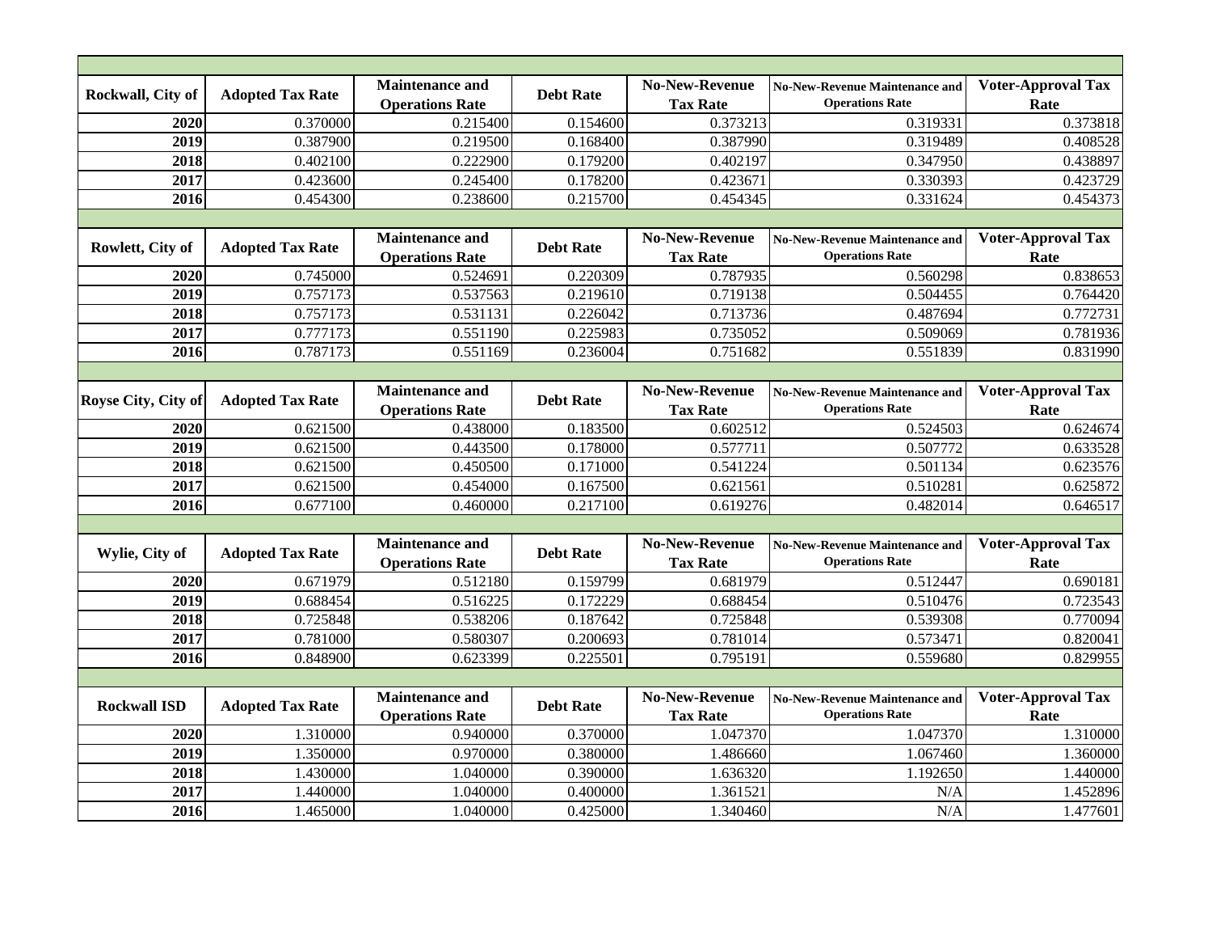| Rockwall, City of | Adopted Tax Rate | Maintenance and Operations Rate | Debt Rate | No-New-Revenue Tax Rate | No-New-Revenue Maintenance and Operations Rate | Voter-Approval Tax Rate |
|---|---|---|---|---|---|---|
| 2020 | 0.370000 | 0.215400 | 0.154600 | 0.373213 | 0.319331 | 0.373818 |
| 2019 | 0.387900 | 0.219500 | 0.168400 | 0.387990 | 0.319489 | 0.408528 |
| 2018 | 0.402100 | 0.222900 | 0.179200 | 0.402197 | 0.347950 | 0.438897 |
| 2017 | 0.423600 | 0.245400 | 0.178200 | 0.423671 | 0.330393 | 0.423729 |
| 2016 | 0.454300 | 0.238600 | 0.215700 | 0.454345 | 0.331624 | 0.454373 |

| Rowlett, City of | Adopted Tax Rate | Maintenance and Operations Rate | Debt Rate | No-New-Revenue Tax Rate | No-New-Revenue Maintenance and Operations Rate | Voter-Approval Tax Rate |
|---|---|---|---|---|---|---|
| 2020 | 0.745000 | 0.524691 | 0.220309 | 0.787935 | 0.560298 | 0.838653 |
| 2019 | 0.757173 | 0.537563 | 0.219610 | 0.719138 | 0.504455 | 0.764420 |
| 2018 | 0.757173 | 0.531131 | 0.226042 | 0.713736 | 0.487694 | 0.772731 |
| 2017 | 0.777173 | 0.551190 | 0.225983 | 0.735052 | 0.509069 | 0.781936 |
| 2016 | 0.787173 | 0.551169 | 0.236004 | 0.751682 | 0.551839 | 0.831990 |

| Royse City, City of | Adopted Tax Rate | Maintenance and Operations Rate | Debt Rate | No-New-Revenue Tax Rate | No-New-Revenue Maintenance and Operations Rate | Voter-Approval Tax Rate |
|---|---|---|---|---|---|---|
| 2020 | 0.621500 | 0.438000 | 0.183500 | 0.602512 | 0.524503 | 0.624674 |
| 2019 | 0.621500 | 0.443500 | 0.178000 | 0.577711 | 0.507772 | 0.633528 |
| 2018 | 0.621500 | 0.450500 | 0.171000 | 0.541224 | 0.501134 | 0.623576 |
| 2017 | 0.621500 | 0.454000 | 0.167500 | 0.621561 | 0.510281 | 0.625872 |
| 2016 | 0.677100 | 0.460000 | 0.217100 | 0.619276 | 0.482014 | 0.646517 |

| Wylie, City of | Adopted Tax Rate | Maintenance and Operations Rate | Debt Rate | No-New-Revenue Tax Rate | No-New-Revenue Maintenance and Operations Rate | Voter-Approval Tax Rate |
|---|---|---|---|---|---|---|
| 2020 | 0.671979 | 0.512180 | 0.159799 | 0.681979 | 0.512447 | 0.690181 |
| 2019 | 0.688454 | 0.516225 | 0.172229 | 0.688454 | 0.510476 | 0.723543 |
| 2018 | 0.725848 | 0.538206 | 0.187642 | 0.725848 | 0.539308 | 0.770094 |
| 2017 | 0.781000 | 0.580307 | 0.200693 | 0.781014 | 0.573471 | 0.820041 |
| 2016 | 0.848900 | 0.623399 | 0.225501 | 0.795191 | 0.559680 | 0.829955 |

| Rockwall ISD | Adopted Tax Rate | Maintenance and Operations Rate | Debt Rate | No-New-Revenue Tax Rate | No-New-Revenue Maintenance and Operations Rate | Voter-Approval Tax Rate |
|---|---|---|---|---|---|---|
| 2020 | 1.310000 | 0.940000 | 0.370000 | 1.047370 | 1.047370 | 1.310000 |
| 2019 | 1.350000 | 0.970000 | 0.380000 | 1.486660 | 1.067460 | 1.360000 |
| 2018 | 1.430000 | 1.040000 | 0.390000 | 1.636320 | 1.192650 | 1.440000 |
| 2017 | 1.440000 | 1.040000 | 0.400000 | 1.361521 | N/A | 1.452896 |
| 2016 | 1.465000 | 1.040000 | 0.425000 | 1.340460 | N/A | 1.477601 |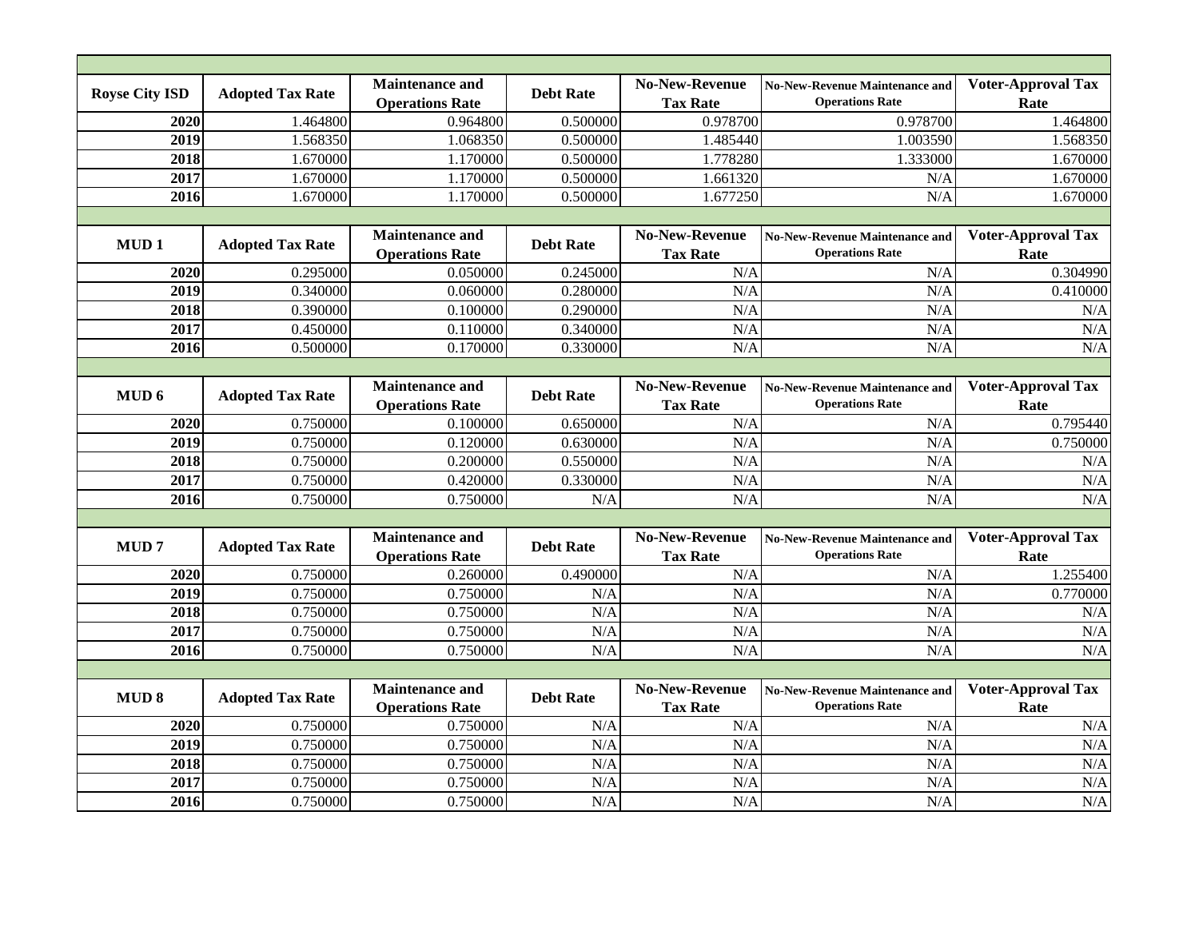| Royse City ISD | Adopted Tax Rate | Maintenance and Operations Rate | Debt Rate | No-New-Revenue Tax Rate | No-New-Revenue Maintenance and Operations Rate | Voter-Approval Tax Rate |
|---|---|---|---|---|---|---|
| 2020 | 1.464800 | 0.964800 | 0.500000 | 0.978700 | 0.978700 | 1.464800 |
| 2019 | 1.568350 | 1.068350 | 0.500000 | 1.485440 | 1.003590 | 1.568350 |
| 2018 | 1.670000 | 1.170000 | 0.500000 | 1.778280 | 1.333000 | 1.670000 |
| 2017 | 1.670000 | 1.170000 | 0.500000 | 1.661320 | N/A | 1.670000 |
| 2016 | 1.670000 | 1.170000 | 0.500000 | 1.677250 | N/A | 1.670000 |

| MUD 1 | Adopted Tax Rate | Maintenance and Operations Rate | Debt Rate | No-New-Revenue Tax Rate | No-New-Revenue Maintenance and Operations Rate | Voter-Approval Tax Rate |
|---|---|---|---|---|---|---|
| 2020 | 0.295000 | 0.050000 | 0.245000 | N/A | N/A | 0.304990 |
| 2019 | 0.340000 | 0.060000 | 0.280000 | N/A | N/A | 0.410000 |
| 2018 | 0.390000 | 0.100000 | 0.290000 | N/A | N/A | N/A |
| 2017 | 0.450000 | 0.110000 | 0.340000 | N/A | N/A | N/A |
| 2016 | 0.500000 | 0.170000 | 0.330000 | N/A | N/A | N/A |

| MUD 6 | Adopted Tax Rate | Maintenance and Operations Rate | Debt Rate | No-New-Revenue Tax Rate | No-New-Revenue Maintenance and Operations Rate | Voter-Approval Tax Rate |
|---|---|---|---|---|---|---|
| 2020 | 0.750000 | 0.100000 | 0.650000 | N/A | N/A | 0.795440 |
| 2019 | 0.750000 | 0.120000 | 0.630000 | N/A | N/A | 0.750000 |
| 2018 | 0.750000 | 0.200000 | 0.550000 | N/A | N/A | N/A |
| 2017 | 0.750000 | 0.420000 | 0.330000 | N/A | N/A | N/A |
| 2016 | 0.750000 | 0.750000 | N/A | N/A | N/A | N/A |

| MUD 7 | Adopted Tax Rate | Maintenance and Operations Rate | Debt Rate | No-New-Revenue Tax Rate | No-New-Revenue Maintenance and Operations Rate | Voter-Approval Tax Rate |
|---|---|---|---|---|---|---|
| 2020 | 0.750000 | 0.260000 | 0.490000 | N/A | N/A | 1.255400 |
| 2019 | 0.750000 | 0.750000 | N/A | N/A | N/A | 0.770000 |
| 2018 | 0.750000 | 0.750000 | N/A | N/A | N/A | N/A |
| 2017 | 0.750000 | 0.750000 | N/A | N/A | N/A | N/A |
| 2016 | 0.750000 | 0.750000 | N/A | N/A | N/A | N/A |

| MUD 8 | Adopted Tax Rate | Maintenance and Operations Rate | Debt Rate | No-New-Revenue Tax Rate | No-New-Revenue Maintenance and Operations Rate | Voter-Approval Tax Rate |
|---|---|---|---|---|---|---|
| 2020 | 0.750000 | 0.750000 | N/A | N/A | N/A | N/A |
| 2019 | 0.750000 | 0.750000 | N/A | N/A | N/A | N/A |
| 2018 | 0.750000 | 0.750000 | N/A | N/A | N/A | N/A |
| 2017 | 0.750000 | 0.750000 | N/A | N/A | N/A | N/A |
| 2016 | 0.750000 | 0.750000 | N/A | N/A | N/A | N/A |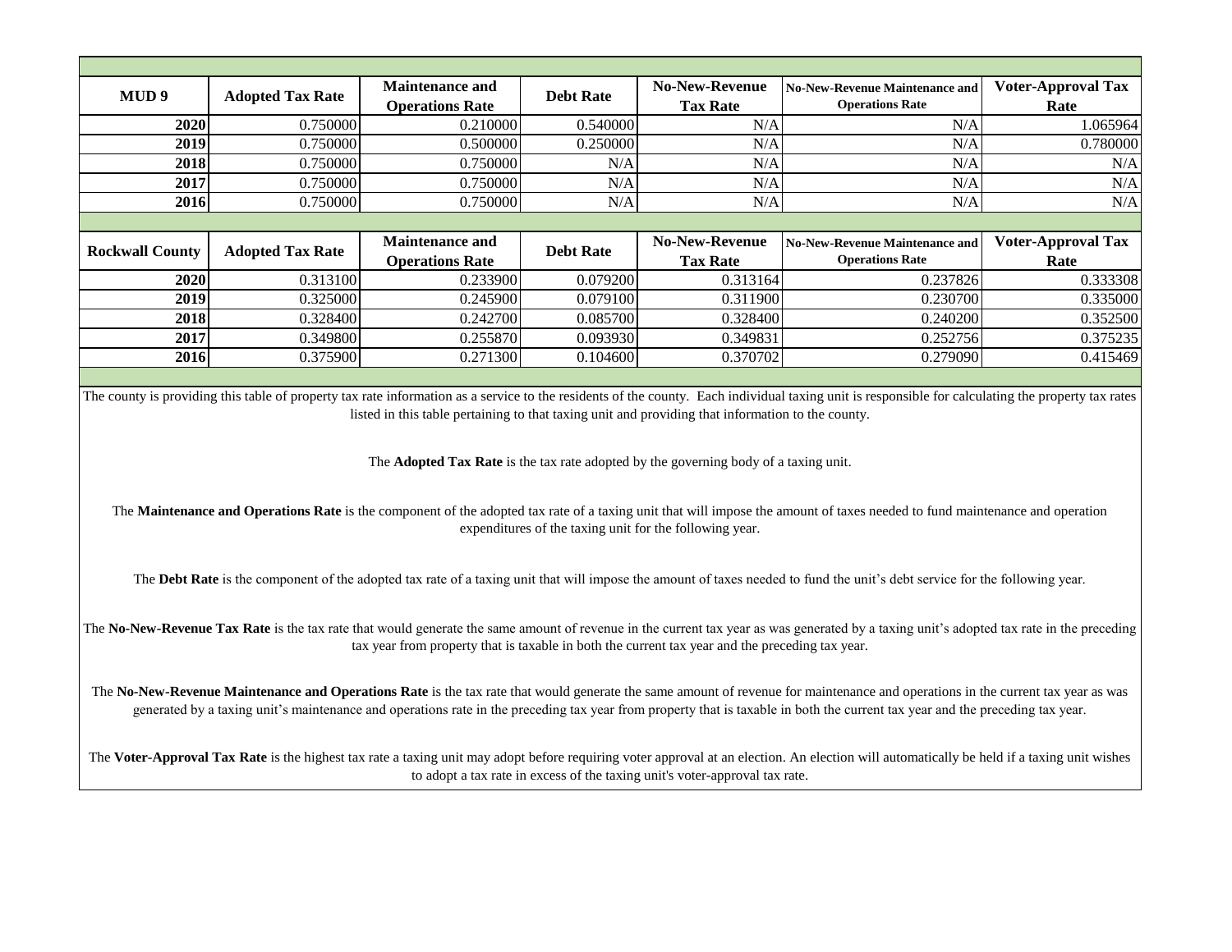| MUD 9 | Adopted Tax Rate | Maintenance and Operations Rate | Debt Rate | No-New-Revenue Tax Rate | No-New-Revenue Maintenance and Operations Rate | Voter-Approval Tax Rate |
|---|---|---|---|---|---|---|
| 2020 | 0.750000 | 0.210000 | 0.540000 | N/A | N/A | 1.065964 |
| 2019 | 0.750000 | 0.500000 | 0.250000 | N/A | N/A | 0.780000 |
| 2018 | 0.750000 | 0.750000 | N/A | N/A | N/A | N/A |
| 2017 | 0.750000 | 0.750000 | N/A | N/A | N/A | N/A |
| 2016 | 0.750000 | 0.750000 | N/A | N/A | N/A | N/A |

| Rockwall County | Adopted Tax Rate | Maintenance and Operations Rate | Debt Rate | No-New-Revenue Tax Rate | No-New-Revenue Maintenance and Operations Rate | Voter-Approval Tax Rate |
|---|---|---|---|---|---|---|
| 2020 | 0.313100 | 0.233900 | 0.079200 | 0.313164 | 0.237826 | 0.333308 |
| 2019 | 0.325000 | 0.245900 | 0.079100 | 0.311900 | 0.230700 | 0.335000 |
| 2018 | 0.328400 | 0.242700 | 0.085700 | 0.328400 | 0.240200 | 0.352500 |
| 2017 | 0.349800 | 0.255870 | 0.093930 | 0.349831 | 0.252756 | 0.375235 |
| 2016 | 0.375900 | 0.271300 | 0.104600 | 0.370702 | 0.279090 | 0.415469 |

The county is providing this table of property tax rate information as a service to the residents of the county. Each individual taxing unit is responsible for calculating the property tax rates listed in this table pertaining to that taxing unit and providing that information to the county.

The **Adopted Tax Rate** is the tax rate adopted by the governing body of a taxing unit.

The **Maintenance and Operations Rate** is the component of the adopted tax rate of a taxing unit that will impose the amount of taxes needed to fund maintenance and operation expenditures of the taxing unit for the following year.

The **Debt Rate** is the component of the adopted tax rate of a taxing unit that will impose the amount of taxes needed to fund the unit's debt service for the following year.

The **No-New-Revenue Tax Rate** is the tax rate that would generate the same amount of revenue in the current tax year as was generated by a taxing unit's adopted tax rate in the preceding tax year from property that is taxable in both the current tax year and the preceding tax year.

The **No-New-Revenue Maintenance and Operations Rate** is the tax rate that would generate the same amount of revenue for maintenance and operations in the current tax year as was generated by a taxing unit's maintenance and operations rate in the preceding tax year from property that is taxable in both the current tax year and the preceding tax year.

The **Voter-Approval Tax Rate** is the highest tax rate a taxing unit may adopt before requiring voter approval at an election. An election will automatically be held if a taxing unit wishes to adopt a tax rate in excess of the taxing unit's voter-approval tax rate.